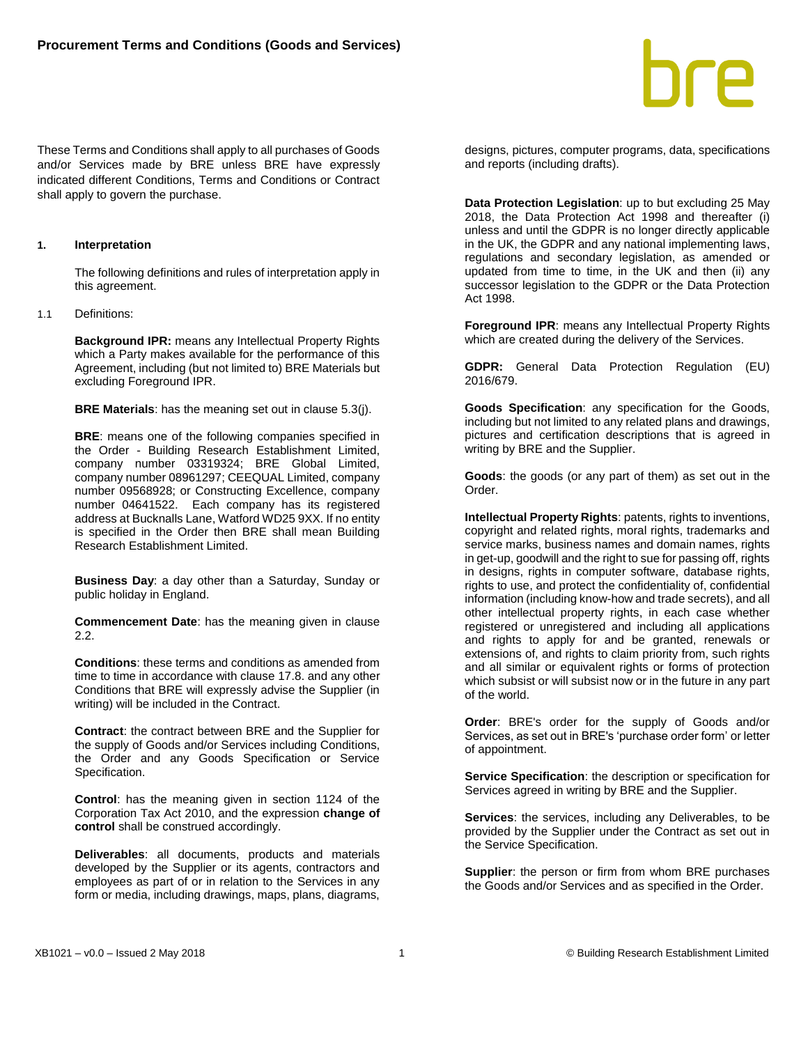# Procurement Terms and Conditions (Goods and Services)

These Terms and Conditions shall apply to all purchases of Goods and/or Services made by BRE unless BRE have expressly indicated different Conditions, Terms and Conditions or Contract shall apply to govern the purchase.

## 1. Interpretation

The following definitions and rules of interpretation apply in this agreement.

1.1 Definitions:

**Background IPR:** means any Intellectual Property Rights which a Party makes available for the performance of this Agreement, including (but not limited to) BRE Materials but excluding Foreground IPR.

**BRE Materials**: has the meaning set out in clause 5.3(j).

**BRE**: means one of the following companies specified in the Order - Building Research Establishment Limited, company number 03319324; BRE Global Limited, company number 08961297; CEEQUAL Limited, company number 09568928; or Constructing Excellence, company number 04641522. Each company has its registered address at Bucknalls Lane, Watford WD25 9XX. If no entity is specified in the Order then BRE shall mean Building Research Establishment Limited.

**Business Day**: a day other than a Saturday, Sunday or public holiday in England.

**Commencement Date**: has the meaning given in clause 2.2.

**Conditions**: these terms and conditions as amended from time to time in accordance with clause 17.8. and any other Conditions that BRE will expressly advise the Supplier (in writing) will be included in the Contract.

**Contract**: the contract between BRE and the Supplier for the supply of Goods and/or Services including Conditions, the Order and any Goods Specification or Service Specification.

**Control**: has the meaning given in section 1124 of the Corporation Tax Act 2010, and the expression **change of control** shall be construed accordingly.

**Deliverables**: all documents, products and materials developed by the Supplier or its agents, contractors and employees as part of or in relation to the Services in any form or media, including drawings, maps, plans, diagrams, designs, pictures, computer programs, data, specifications and reports (including drafts).

**Data Protection Legislation**: up to but excluding 25 May 2018, the Data Protection Act 1998 and thereafter (i) unless and until the GDPR is no longer directly applicable in the UK, the GDPR and any national implementing laws, regulations and secondary legislation, as amended or updated from time to time, in the UK and then (ii) any successor legislation to the GDPR or the Data Protection Act 1998.

**Foreground IPR**: means any Intellectual Property Rights which are created during the delivery of the Services.

**GDPR:** General Data Protection Regulation (EU) 2016/679.

**Goods Specification**: any specification for the Goods, including but not limited to any related plans and drawings, pictures and certification descriptions that is agreed in writing by BRE and the Supplier.

**Goods**: the goods (or any part of them) as set out in the Order.

**Intellectual Property Rights**: patents, rights to inventions, copyright and related rights, moral rights, trademarks and service marks, business names and domain names, rights in get-up, goodwill and the right to sue for passing off, rights in designs, rights in computer software, database rights, rights to use, and protect the confidentiality of, confidential information (including know-how and trade secrets), and all other intellectual property rights, in each case whether registered or unregistered and including all applications and rights to apply for and be granted, renewals or extensions of, and rights to claim priority from, such rights and all similar or equivalent rights or forms of protection which subsist or will subsist now or in the future in any part of the world.

**Order**: BRE's order for the supply of Goods and/or Services, as set out in BRE's 'purchase order form' or letter of appointment.

**Service Specification**: the description or specification for Services agreed in writing by BRE and the Supplier.

**Services**: the services, including any Deliverables, to be provided by the Supplier under the Contract as set out in the Service Specification.

**Supplier**: the person or firm from whom BRE purchases the Goods and/or Services and as specified in the Order.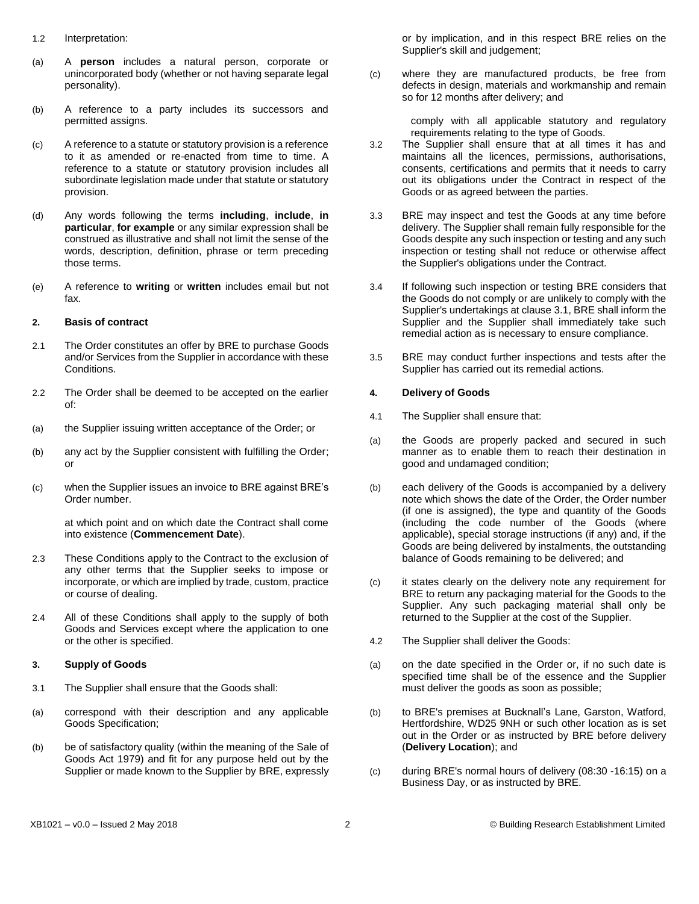1.2 Interpretation:

(a) A **person** includes a natural person, corporate or unincorporated body (whether or not having separate legal personality).

(b) A reference to a party includes its successors and permitted assigns.

(c) A reference to a statute or statutory provision is a reference to it as amended or re-enacted from time to time. A reference to a statute or statutory provision includes all subordinate legislation made under that statute or statutory provision.

(d) Any words following the terms **including**, **include**, **in particular**, **for example** or any similar expression shall be construed as illustrative and shall not limit the sense of the words, description, definition, phrase or term preceding those terms.

(e) A reference to **writing** or **written** includes email but not fax.

**2. Basis of contract**

2.1 The Order constitutes an offer by BRE to purchase Goods and/or Services from the Supplier in accordance with these Conditions.

2.2 The Order shall be deemed to be accepted on the earlier of:

(a) the Supplier issuing written acceptance of the Order; or

(b) any act by the Supplier consistent with fulfilling the Order; or

(c) when the Supplier issues an invoice to BRE against BRE's Order number.

at which point and on which date the Contract shall come into existence (**Commencement Date**).

2.3 These Conditions apply to the Contract to the exclusion of any other terms that the Supplier seeks to impose or incorporate, or which are implied by trade, custom, practice or course of dealing.

2.4 All of these Conditions shall apply to the supply of both Goods and Services except where the application to one or the other is specified.

**3. Supply of Goods**

3.1 The Supplier shall ensure that the Goods shall:

(a) correspond with their description and any applicable Goods Specification;

(b) be of satisfactory quality (within the meaning of the Sale of Goods Act 1979) and fit for any purpose held out by the Supplier or made known to the Supplier by BRE, expressly or by implication, and in this respect BRE relies on the Supplier's skill and judgement;

(c) where they are manufactured products, be free from defects in design, materials and workmanship and remain so for 12 months after delivery; and

comply with all applicable statutory and regulatory requirements relating to the type of Goods.

3.2 The Supplier shall ensure that at all times it has and maintains all the licences, permissions, authorisations, consents, certifications and permits that it needs to carry out its obligations under the Contract in respect of the Goods or as agreed between the parties.

3.3 BRE may inspect and test the Goods at any time before delivery. The Supplier shall remain fully responsible for the Goods despite any such inspection or testing and any such inspection or testing shall not reduce or otherwise affect the Supplier's obligations under the Contract.

3.4 If following such inspection or testing BRE considers that the Goods do not comply or are unlikely to comply with the Supplier's undertakings at clause 3.1, BRE shall inform the Supplier and the Supplier shall immediately take such remedial action as is necessary to ensure compliance.

3.5 BRE may conduct further inspections and tests after the Supplier has carried out its remedial actions.

**4. Delivery of Goods**

4.1 The Supplier shall ensure that:

(a) the Goods are properly packed and secured in such manner as to enable them to reach their destination in good and undamaged condition;

(b) each delivery of the Goods is accompanied by a delivery note which shows the date of the Order, the Order number (if one is assigned), the type and quantity of the Goods (including the code number of the Goods (where applicable), special storage instructions (if any) and, if the Goods are being delivered by instalments, the outstanding balance of Goods remaining to be delivered; and

(c) it states clearly on the delivery note any requirement for BRE to return any packaging material for the Goods to the Supplier. Any such packaging material shall only be returned to the Supplier at the cost of the Supplier.

4.2 The Supplier shall deliver the Goods:

(a) on the date specified in the Order or, if no such date is specified time shall be of the essence and the Supplier must deliver the goods as soon as possible;

(b) to BRE's premises at Bucknall's Lane, Garston, Watford, Hertfordshire, WD25 9NH or such other location as is set out in the Order or as instructed by BRE before delivery (**Delivery Location**); and

(c) during BRE's normal hours of delivery (08:30 -16:15) on a Business Day, or as instructed by BRE.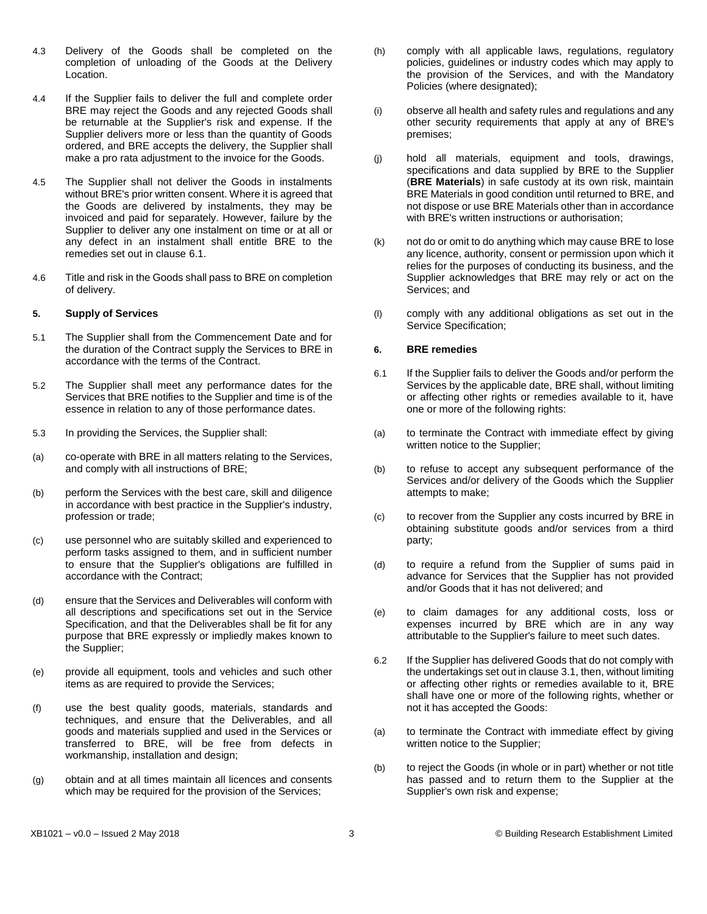4.3 Delivery of the Goods shall be completed on the completion of unloading of the Goods at the Delivery Location.

4.4 If the Supplier fails to deliver the full and complete order BRE may reject the Goods and any rejected Goods shall be returnable at the Supplier's risk and expense. If the Supplier delivers more or less than the quantity of Goods ordered, and BRE accepts the delivery, the Supplier shall make a pro rata adjustment to the invoice for the Goods.

4.5 The Supplier shall not deliver the Goods in instalments without BRE's prior written consent. Where it is agreed that the Goods are delivered by instalments, they may be invoiced and paid for separately. However, failure by the Supplier to deliver any one instalment on time or at all or any defect in an instalment shall entitle BRE to the remedies set out in clause 6.1.

4.6 Title and risk in the Goods shall pass to BRE on completion of delivery.

**5. Supply of Services**

5.1 The Supplier shall from the Commencement Date and for the duration of the Contract supply the Services to BRE in accordance with the terms of the Contract.

5.2 The Supplier shall meet any performance dates for the Services that BRE notifies to the Supplier and time is of the essence in relation to any of those performance dates.

5.3 In providing the Services, the Supplier shall:

(a) co-operate with BRE in all matters relating to the Services, and comply with all instructions of BRE;

(b) perform the Services with the best care, skill and diligence in accordance with best practice in the Supplier's industry, profession or trade;

(c) use personnel who are suitably skilled and experienced to perform tasks assigned to them, and in sufficient number to ensure that the Supplier's obligations are fulfilled in accordance with the Contract;

(d) ensure that the Services and Deliverables will conform with all descriptions and specifications set out in the Service Specification, and that the Deliverables shall be fit for any purpose that BRE expressly or impliedly makes known to the Supplier;

(e) provide all equipment, tools and vehicles and such other items as are required to provide the Services;

(f) use the best quality goods, materials, standards and techniques, and ensure that the Deliverables, and all goods and materials supplied and used in the Services or transferred to BRE, will be free from defects in workmanship, installation and design;

(g) obtain and at all times maintain all licences and consents which may be required for the provision of the Services;

(h) comply with all applicable laws, regulations, regulatory policies, guidelines or industry codes which may apply to the provision of the Services, and with the Mandatory Policies (where designated);

(i) observe all health and safety rules and regulations and any other security requirements that apply at any of BRE's premises;

(j) hold all materials, equipment and tools, drawings, specifications and data supplied by BRE to the Supplier (**BRE Materials**) in safe custody at its own risk, maintain BRE Materials in good condition until returned to BRE, and not dispose or use BRE Materials other than in accordance with BRE's written instructions or authorisation;

(k) not do or omit to do anything which may cause BRE to lose any licence, authority, consent or permission upon which it relies for the purposes of conducting its business, and the Supplier acknowledges that BRE may rely or act on the Services; and

(l) comply with any additional obligations as set out in the Service Specification;

**6. BRE remedies**

6.1 If the Supplier fails to deliver the Goods and/or perform the Services by the applicable date, BRE shall, without limiting or affecting other rights or remedies available to it, have one or more of the following rights:

(a) to terminate the Contract with immediate effect by giving written notice to the Supplier;

(b) to refuse to accept any subsequent performance of the Services and/or delivery of the Goods which the Supplier attempts to make;

(c) to recover from the Supplier any costs incurred by BRE in obtaining substitute goods and/or services from a third party;

(d) to require a refund from the Supplier of sums paid in advance for Services that the Supplier has not provided and/or Goods that it has not delivered; and

(e) to claim damages for any additional costs, loss or expenses incurred by BRE which are in any way attributable to the Supplier's failure to meet such dates.

6.2 If the Supplier has delivered Goods that do not comply with the undertakings set out in clause 3.1, then, without limiting or affecting other rights or remedies available to it, BRE shall have one or more of the following rights, whether or not it has accepted the Goods:

(a) to terminate the Contract with immediate effect by giving written notice to the Supplier;

(b) to reject the Goods (in whole or in part) whether or not title has passed and to return them to the Supplier at the Supplier's own risk and expense;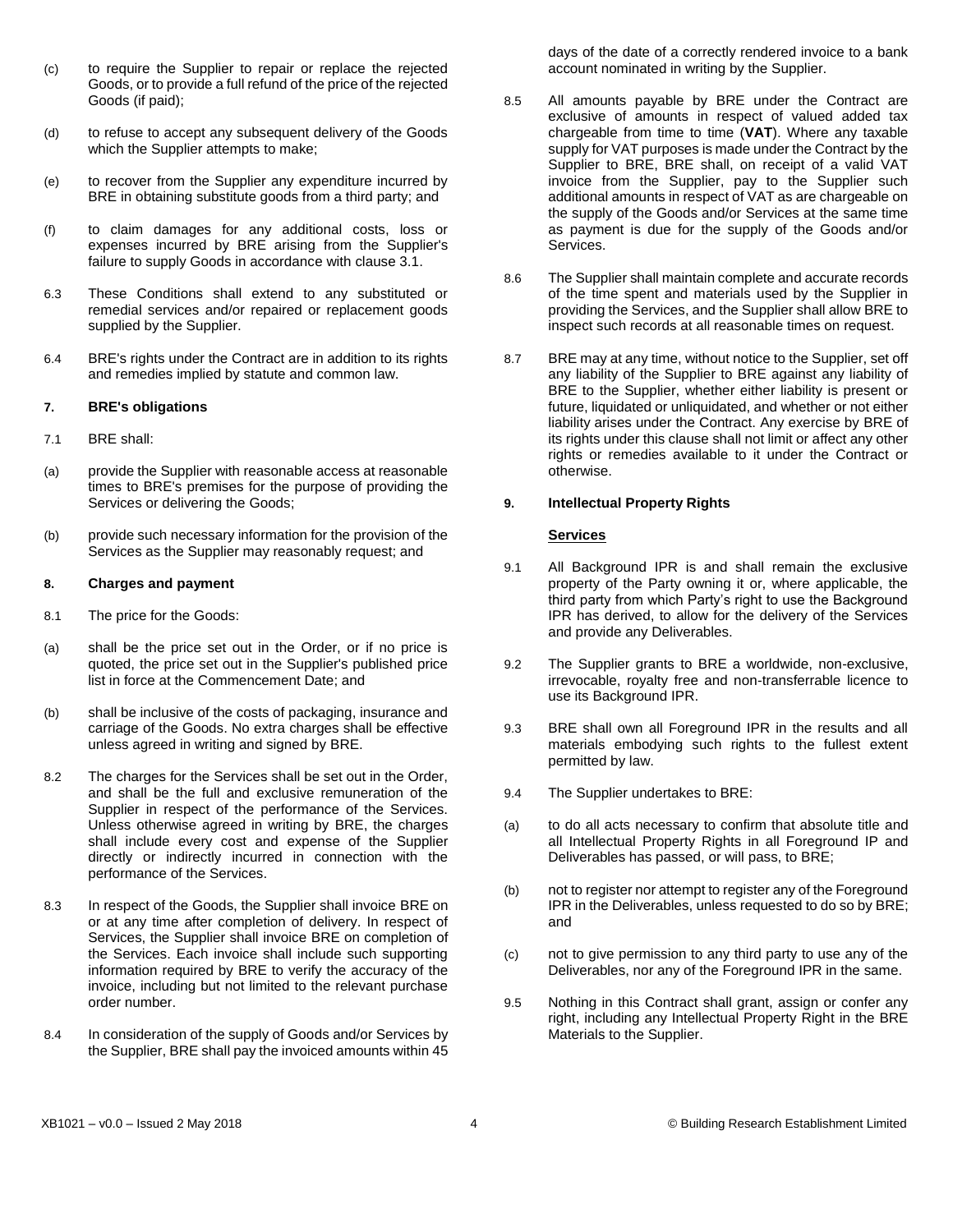(c) to require the Supplier to repair or replace the rejected Goods, or to provide a full refund of the price of the rejected Goods (if paid);

(d) to refuse to accept any subsequent delivery of the Goods which the Supplier attempts to make;

(e) to recover from the Supplier any expenditure incurred by BRE in obtaining substitute goods from a third party; and

(f) to claim damages for any additional costs, loss or expenses incurred by BRE arising from the Supplier's failure to supply Goods in accordance with clause 3.1.

6.3 These Conditions shall extend to any substituted or remedial services and/or repaired or replacement goods supplied by the Supplier.

6.4 BRE's rights under the Contract are in addition to its rights and remedies implied by statute and common law.

**7. BRE's obligations**

7.1 BRE shall:

(a) provide the Supplier with reasonable access at reasonable times to BRE's premises for the purpose of providing the Services or delivering the Goods;

(b) provide such necessary information for the provision of the Services as the Supplier may reasonably request; and

**8. Charges and payment**

8.1 The price for the Goods:

(a) shall be the price set out in the Order, or if no price is quoted, the price set out in the Supplier's published price list in force at the Commencement Date; and

(b) shall be inclusive of the costs of packaging, insurance and carriage of the Goods. No extra charges shall be effective unless agreed in writing and signed by BRE.

8.2 The charges for the Services shall be set out in the Order, and shall be the full and exclusive remuneration of the Supplier in respect of the performance of the Services. Unless otherwise agreed in writing by BRE, the charges shall include every cost and expense of the Supplier directly or indirectly incurred in connection with the performance of the Services.

8.3 In respect of the Goods, the Supplier shall invoice BRE on or at any time after completion of delivery. In respect of Services, the Supplier shall invoice BRE on completion of the Services. Each invoice shall include such supporting information required by BRE to verify the accuracy of the invoice, including but not limited to the relevant purchase order number.

8.4 In consideration of the supply of Goods and/or Services by the Supplier, BRE shall pay the invoiced amounts within 45 days of the date of a correctly rendered invoice to a bank account nominated in writing by the Supplier.

8.5 All amounts payable by BRE under the Contract are exclusive of amounts in respect of valued added tax chargeable from time to time (**VAT**). Where any taxable supply for VAT purposes is made under the Contract by the Supplier to BRE, BRE shall, on receipt of a valid VAT invoice from the Supplier, pay to the Supplier such additional amounts in respect of VAT as are chargeable on the supply of the Goods and/or Services at the same time as payment is due for the supply of the Goods and/or Services.

8.6 The Supplier shall maintain complete and accurate records of the time spent and materials used by the Supplier in providing the Services, and the Supplier shall allow BRE to inspect such records at all reasonable times on request.

8.7 BRE may at any time, without notice to the Supplier, set off any liability of the Supplier to BRE against any liability of BRE to the Supplier, whether either liability is present or future, liquidated or unliquidated, and whether or not either liability arises under the Contract. Any exercise by BRE of its rights under this clause shall not limit or affect any other rights or remedies available to it under the Contract or otherwise.

**9. Intellectual Property Rights**

**<u>Services</u>**

9.1 All Background IPR is and shall remain the exclusive property of the Party owning it or, where applicable, the third party from which Party's right to use the Background IPR has derived, to allow for the delivery of the Services and provide any Deliverables.

9.2 The Supplier grants to BRE a worldwide, non-exclusive, irrevocable, royalty free and non-transferrable licence to use its Background IPR.

9.3 BRE shall own all Foreground IPR in the results and all materials embodying such rights to the fullest extent permitted by law.

9.4 The Supplier undertakes to BRE:

(a) to do all acts necessary to confirm that absolute title and all Intellectual Property Rights in all Foreground IP and Deliverables has passed, or will pass, to BRE;

(b) not to register nor attempt to register any of the Foreground IPR in the Deliverables, unless requested to do so by BRE; and

(c) not to give permission to any third party to use any of the Deliverables, nor any of the Foreground IPR in the same.

9.5 Nothing in this Contract shall grant, assign or confer any right, including any Intellectual Property Right in the BRE Materials to the Supplier.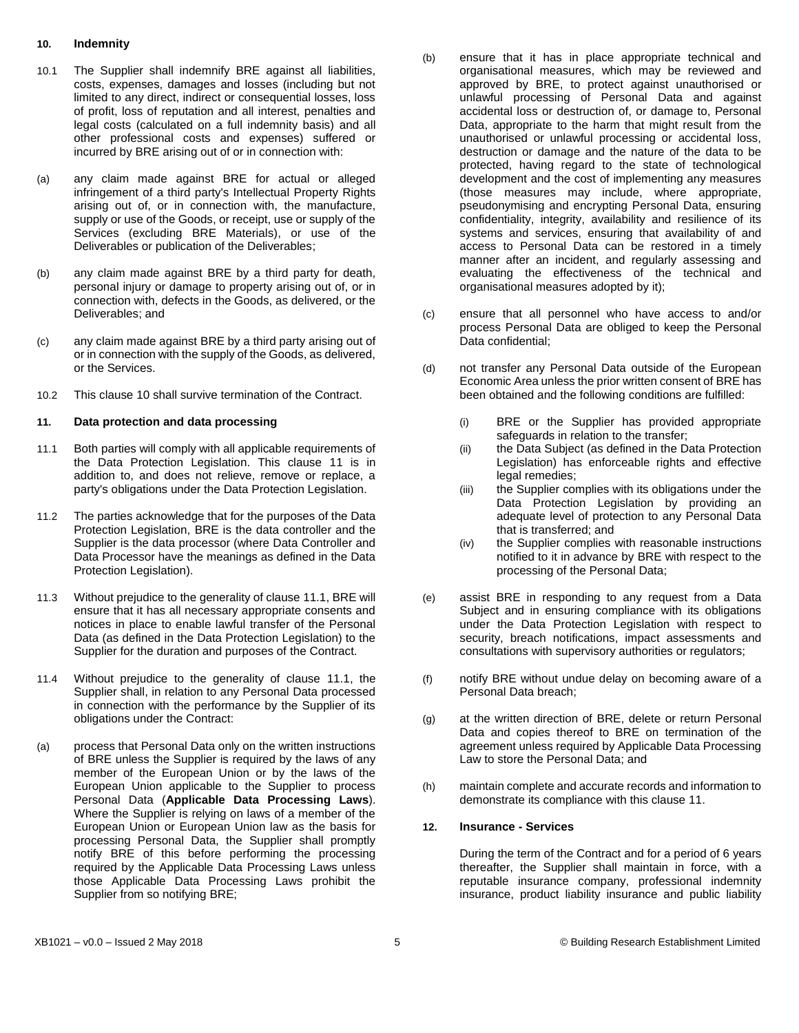## 10. Indemnity

10.1 The Supplier shall indemnify BRE against all liabilities, costs, expenses, damages and losses (including but not limited to any direct, indirect or consequential losses, loss of profit, loss of reputation and all interest, penalties and legal costs (calculated on a full indemnity basis) and all other professional costs and expenses) suffered or incurred by BRE arising out of or in connection with:

(a) any claim made against BRE for actual or alleged infringement of a third party's Intellectual Property Rights arising out of, or in connection with, the manufacture, supply or use of the Goods, or receipt, use or supply of the Services (excluding BRE Materials), or use of the Deliverables or publication of the Deliverables;

(b) any claim made against BRE by a third party for death, personal injury or damage to property arising out of, or in connection with, defects in the Goods, as delivered, or the Deliverables; and

(c) any claim made against BRE by a third party arising out of or in connection with the supply of the Goods, as delivered, or the Services.

10.2 This clause 10 shall survive termination of the Contract.

## 11. Data protection and data processing

11.1 Both parties will comply with all applicable requirements of the Data Protection Legislation. This clause 11 is in addition to, and does not relieve, remove or replace, a party's obligations under the Data Protection Legislation.

11.2 The parties acknowledge that for the purposes of the Data Protection Legislation, BRE is the data controller and the Supplier is the data processor (where Data Controller and Data Processor have the meanings as defined in the Data Protection Legislation).

11.3 Without prejudice to the generality of clause 11.1, BRE will ensure that it has all necessary appropriate consents and notices in place to enable lawful transfer of the Personal Data (as defined in the Data Protection Legislation) to the Supplier for the duration and purposes of the Contract.

11.4 Without prejudice to the generality of clause 11.1, the Supplier shall, in relation to any Personal Data processed in connection with the performance by the Supplier of its obligations under the Contract:

(a) process that Personal Data only on the written instructions of BRE unless the Supplier is required by the laws of any member of the European Union or by the laws of the European Union applicable to the Supplier to process Personal Data (**Applicable Data Processing Laws**). Where the Supplier is relying on laws of a member of the European Union or European Union law as the basis for processing Personal Data, the Supplier shall promptly notify BRE of this before performing the processing required by the Applicable Data Processing Laws unless those Applicable Data Processing Laws prohibit the Supplier from so notifying BRE;

(b) ensure that it has in place appropriate technical and organisational measures, which may be reviewed and approved by BRE, to protect against unauthorised or unlawful processing of Personal Data and against accidental loss or destruction of, or damage to, Personal Data, appropriate to the harm that might result from the unauthorised or unlawful processing or accidental loss, destruction or damage and the nature of the data to be protected, having regard to the state of technological development and the cost of implementing any measures (those measures may include, where appropriate, pseudonymising and encrypting Personal Data, ensuring confidentiality, integrity, availability and resilience of its systems and services, ensuring that availability of and access to Personal Data can be restored in a timely manner after an incident, and regularly assessing and evaluating the effectiveness of the technical and organisational measures adopted by it);

(c) ensure that all personnel who have access to and/or process Personal Data are obliged to keep the Personal Data confidential;

(d) not transfer any Personal Data outside of the European Economic Area unless the prior written consent of BRE has been obtained and the following conditions are fulfilled:

   (i) BRE or the Supplier has provided appropriate safeguards in relation to the transfer;
   (ii) the Data Subject (as defined in the Data Protection Legislation) has enforceable rights and effective legal remedies;
   (iii) the Supplier complies with its obligations under the Data Protection Legislation by providing an adequate level of protection to any Personal Data that is transferred; and
   (iv) the Supplier complies with reasonable instructions notified to it in advance by BRE with respect to the processing of the Personal Data;

(e) assist BRE in responding to any request from a Data Subject and in ensuring compliance with its obligations under the Data Protection Legislation with respect to security, breach notifications, impact assessments and consultations with supervisory authorities or regulators;

(f) notify BRE without undue delay on becoming aware of a Personal Data breach;

(g) at the written direction of BRE, delete or return Personal Data and copies thereof to BRE on termination of the agreement unless required by Applicable Data Processing Law to store the Personal Data; and

(h) maintain complete and accurate records and information to demonstrate its compliance with this clause 11.

## 12. Insurance - Services

During the term of the Contract and for a period of 6 years thereafter, the Supplier shall maintain in force, with a reputable insurance company, professional indemnity insurance, product liability insurance and public liability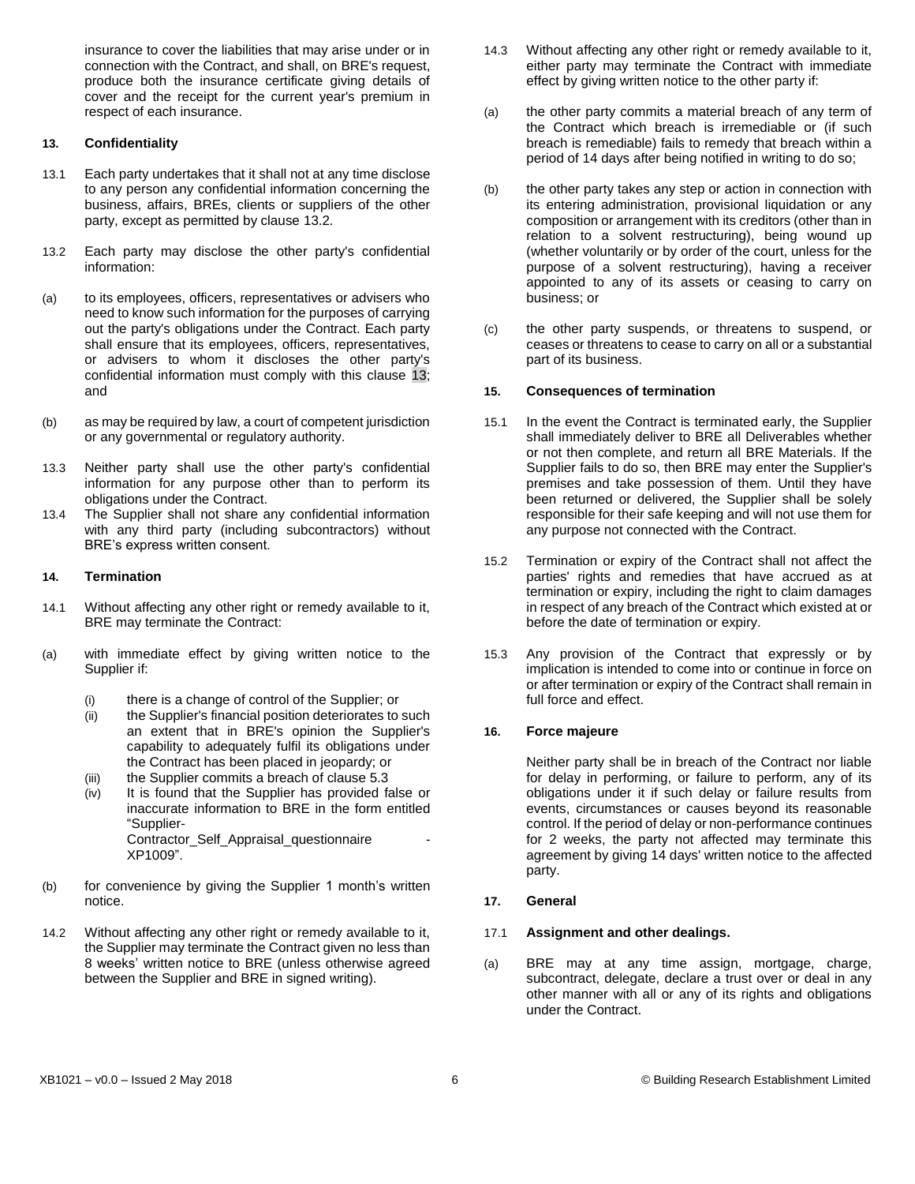insurance to cover the liabilities that may arise under or in connection with the Contract, and shall, on BRE's request, produce both the insurance certificate giving details of cover and the receipt for the current year's premium in respect of each insurance.

**13. Confidentiality**

13.1 Each party undertakes that it shall not at any time disclose to any person any confidential information concerning the business, affairs, BREs, clients or suppliers of the other party, except as permitted by clause 13.2.

13.2 Each party may disclose the other party's confidential information:

(a) to its employees, officers, representatives or advisers who need to know such information for the purposes of carrying out the party's obligations under the Contract. Each party shall ensure that its employees, officers, representatives, or advisers to whom it discloses the other party's confidential information must comply with this clause 13; and

(b) as may be required by law, a court of competent jurisdiction or any governmental or regulatory authority.

13.3 Neither party shall use the other party's confidential information for any purpose other than to perform its obligations under the Contract.

13.4 The Supplier shall not share any confidential information with any third party (including subcontractors) without BRE's express written consent.

**14. Termination**

14.1 Without affecting any other right or remedy available to it, BRE may terminate the Contract:

(a) with immediate effect by giving written notice to the Supplier if:

(i) there is a change of control of the Supplier; or
(ii) the Supplier's financial position deteriorates to such an extent that in BRE's opinion the Supplier's capability to adequately fulfil its obligations under the Contract has been placed in jeopardy; or
(iii) the Supplier commits a breach of clause 5.3
(iv) It is found that the Supplier has provided false or inaccurate information to BRE in the form entitled "Supplier-Contractor_Self_Appraisal_questionnaire - XP1009".

(b) for convenience by giving the Supplier 1 month's written notice.

14.2 Without affecting any other right or remedy available to it, the Supplier may terminate the Contract given no less than 8 weeks' written notice to BRE (unless otherwise agreed between the Supplier and BRE in signed writing).

14.3 Without affecting any other right or remedy available to it, either party may terminate the Contract with immediate effect by giving written notice to the other party if:

(a) the other party commits a material breach of any term of the Contract which breach is irremediable or (if such breach is remediable) fails to remedy that breach within a period of 14 days after being notified in writing to do so;

(b) the other party takes any step or action in connection with its entering administration, provisional liquidation or any composition or arrangement with its creditors (other than in relation to a solvent restructuring), being wound up (whether voluntarily or by order of the court, unless for the purpose of a solvent restructuring), having a receiver appointed to any of its assets or ceasing to carry on business; or

(c) the other party suspends, or threatens to suspend, or ceases or threatens to cease to carry on all or a substantial part of its business.

**15. Consequences of termination**

15.1 In the event the Contract is terminated early, the Supplier shall immediately deliver to BRE all Deliverables whether or not then complete, and return all BRE Materials. If the Supplier fails to do so, then BRE may enter the Supplier's premises and take possession of them. Until they have been returned or delivered, the Supplier shall be solely responsible for their safe keeping and will not use them for any purpose not connected with the Contract.

15.2 Termination or expiry of the Contract shall not affect the parties' rights and remedies that have accrued as at termination or expiry, including the right to claim damages in respect of any breach of the Contract which existed at or before the date of termination or expiry.

15.3 Any provision of the Contract that expressly or by implication is intended to come into or continue in force on or after termination or expiry of the Contract shall remain in full force and effect.

**16. Force majeure**

Neither party shall be in breach of the Contract nor liable for delay in performing, or failure to perform, any of its obligations under it if such delay or failure results from events, circumstances or causes beyond its reasonable control. If the period of delay or non-performance continues for 2 weeks, the party not affected may terminate this agreement by giving 14 days' written notice to the affected party.

**17. General**

17.1 **Assignment and other dealings.**

(a) BRE may at any time assign, mortgage, charge, subcontract, delegate, declare a trust over or deal in any other manner with all or any of its rights and obligations under the Contract.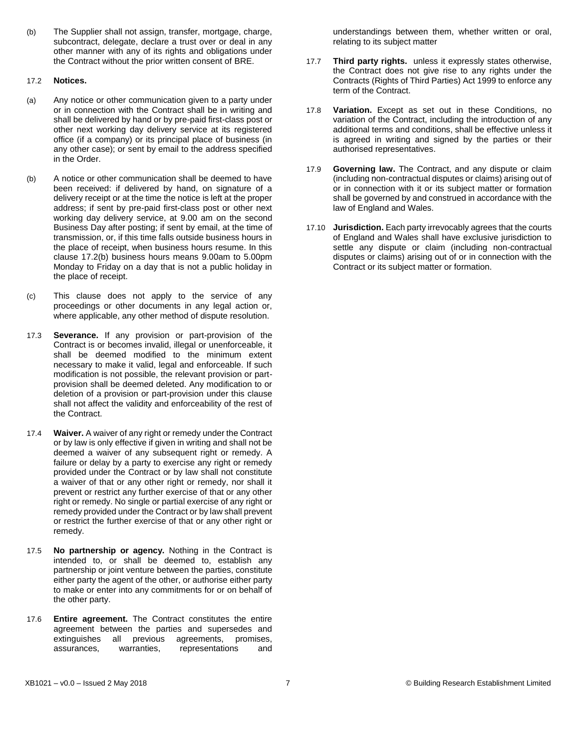(b) The Supplier shall not assign, transfer, mortgage, charge, subcontract, delegate, declare a trust over or deal in any other manner with any of its rights and obligations under the Contract without the prior written consent of BRE.

17.2 **Notices.**

(a) Any notice or other communication given to a party under or in connection with the Contract shall be in writing and shall be delivered by hand or by pre-paid first-class post or other next working day delivery service at its registered office (if a company) or its principal place of business (in any other case); or sent by email to the address specified in the Order.

(b) A notice or other communication shall be deemed to have been received: if delivered by hand, on signature of a delivery receipt or at the time the notice is left at the proper address; if sent by pre-paid first-class post or other next working day delivery service, at 9.00 am on the second Business Day after posting; if sent by email, at the time of transmission, or, if this time falls outside business hours in the place of receipt, when business hours resume. In this clause 17.2(b) business hours means 9.00am to 5.00pm Monday to Friday on a day that is not a public holiday in the place of receipt.

(c) This clause does not apply to the service of any proceedings or other documents in any legal action or, where applicable, any other method of dispute resolution.

17.3 **Severance.** If any provision or part-provision of the Contract is or becomes invalid, illegal or unenforceable, it shall be deemed modified to the minimum extent necessary to make it valid, legal and enforceable. If such modification is not possible, the relevant provision or part-provision shall be deemed deleted. Any modification to or deletion of a provision or part-provision under this clause shall not affect the validity and enforceability of the rest of the Contract.

17.4 **Waiver.** A waiver of any right or remedy under the Contract or by law is only effective if given in writing and shall not be deemed a waiver of any subsequent right or remedy. A failure or delay by a party to exercise any right or remedy provided under the Contract or by law shall not constitute a waiver of that or any other right or remedy, nor shall it prevent or restrict any further exercise of that or any other right or remedy. No single or partial exercise of any right or remedy provided under the Contract or by law shall prevent or restrict the further exercise of that or any other right or remedy.

17.5 **No partnership or agency.** Nothing in the Contract is intended to, or shall be deemed to, establish any partnership or joint venture between the parties, constitute either party the agent of the other, or authorise either party to make or enter into any commitments for or on behalf of the other party.

17.6 **Entire agreement.** The Contract constitutes the entire agreement between the parties and supersedes and extinguishes all previous agreements, promises, assurances, warranties, representations and understandings between them, whether written or oral, relating to its subject matter

17.7 **Third party rights.** unless it expressly states otherwise, the Contract does not give rise to any rights under the Contracts (Rights of Third Parties) Act 1999 to enforce any term of the Contract.

17.8 **Variation.** Except as set out in these Conditions, no variation of the Contract, including the introduction of any additional terms and conditions, shall be effective unless it is agreed in writing and signed by the parties or their authorised representatives.

17.9 **Governing law.** The Contract, and any dispute or claim (including non-contractual disputes or claims) arising out of or in connection with it or its subject matter or formation shall be governed by and construed in accordance with the law of England and Wales.

17.10 **Jurisdiction.** Each party irrevocably agrees that the courts of England and Wales shall have exclusive jurisdiction to settle any dispute or claim (including non-contractual disputes or claims) arising out of or in connection with the Contract or its subject matter or formation.